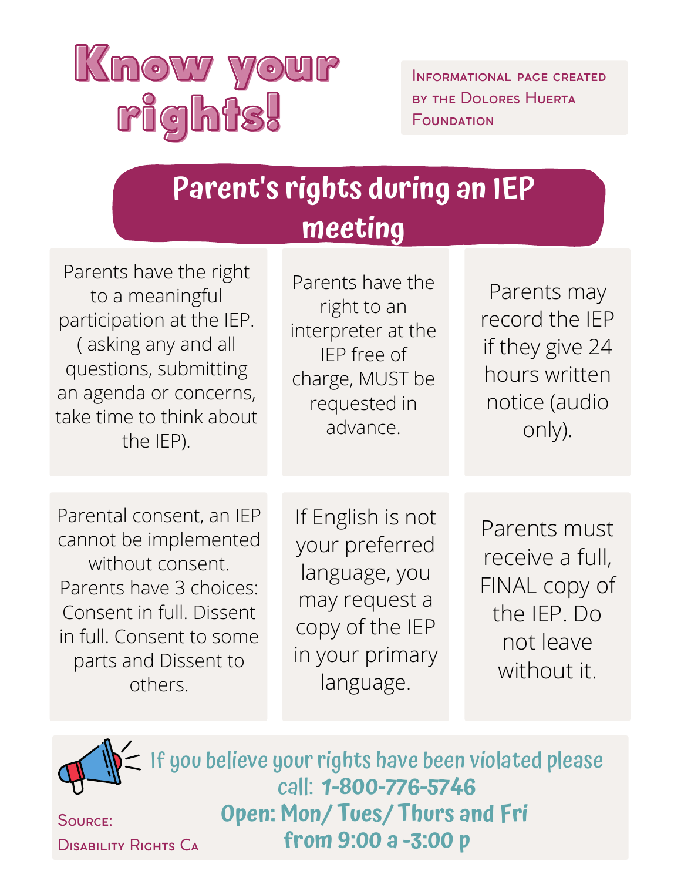# Know your rights!

Informational page created by the Dolores Huerta Foundation

## Parent's rights during an IEP meeting

Parents have the right to a meaningful participation at the IEP. ( asking any and all questions, submitting an agenda or concerns, take time to think about the IEP).

Parents have the right to an interpreter at the IEP free of charge, MUST be requested in advance.

Parents may record the IEP if they give 24 hours written notice (audio only).

Parental consent, an IEP cannot be implemented without consent. Parents have 3 choices: Consent in full. Dissent in full. Consent to some parts and Dissent to others.

If English is not your preferred language, you may request a copy of the IEP in your primary language.

Parents must receive a full, FINAL copy of the IEP. Do not leave without it.

If you believe your rights have been violated please call: **1-800-776-5746**
**Open: Mon/ Tues/ Thurs and Fri from 9:00 a -3:00 p**

Source: Disability Rights Ca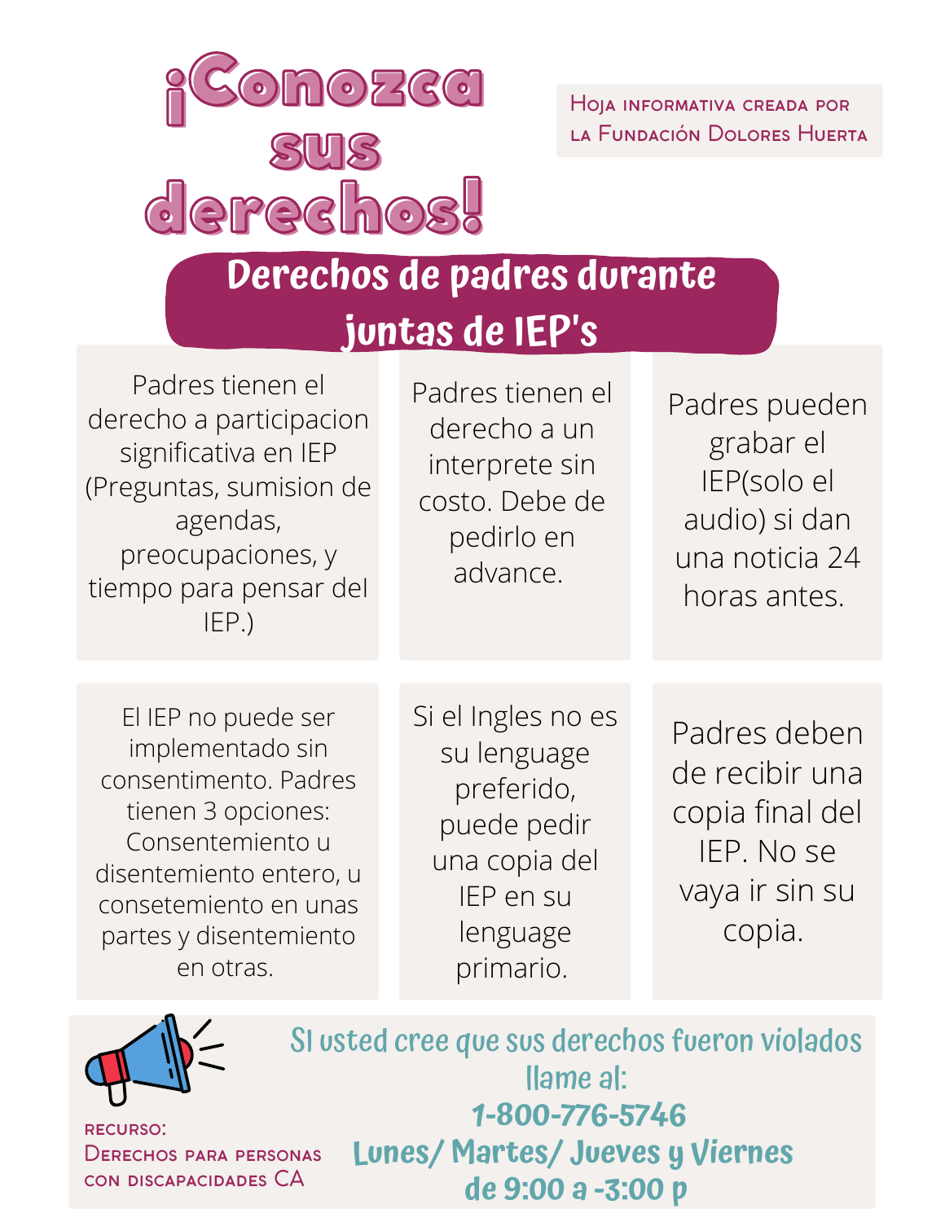# ¡Conozca sus derechos!

Hoja informativa creada por la Fundación Dolores Huerta

## Derechos de padres durante juntas de IEP's

Padres tienen el derecho a participacion significativa en IEP (Preguntas, sumision de agendas, preocupaciones, y tiempo para pensar del IEP.)

Padres tienen el derecho a un interprete sin costo. Debe de pedirlo en advance.

Padres pueden grabar el IEP(solo el audio) si dan una noticia 24 horas antes.

El IEP no puede ser implementado sin consentimento. Padres tienen 3 opciones: Consentemiento u disentemiento entero, u consetemiento en unas partes y disentemiento en otras.

Si el Ingles no es su lenguage preferido, puede pedir una copia del IEP en su lenguage primario.

Padres deben de recibir una copia final del IEP. No se vaya ir sin su copia.

**SI usted cree que sus derechos fueron violados llame al:**

**1-800-776-5746**

**Lunes/ Martes/ Jueves y Viernes de 9:00 a -3:00 p**

recurso: Derechos para personas con discapacidades CA